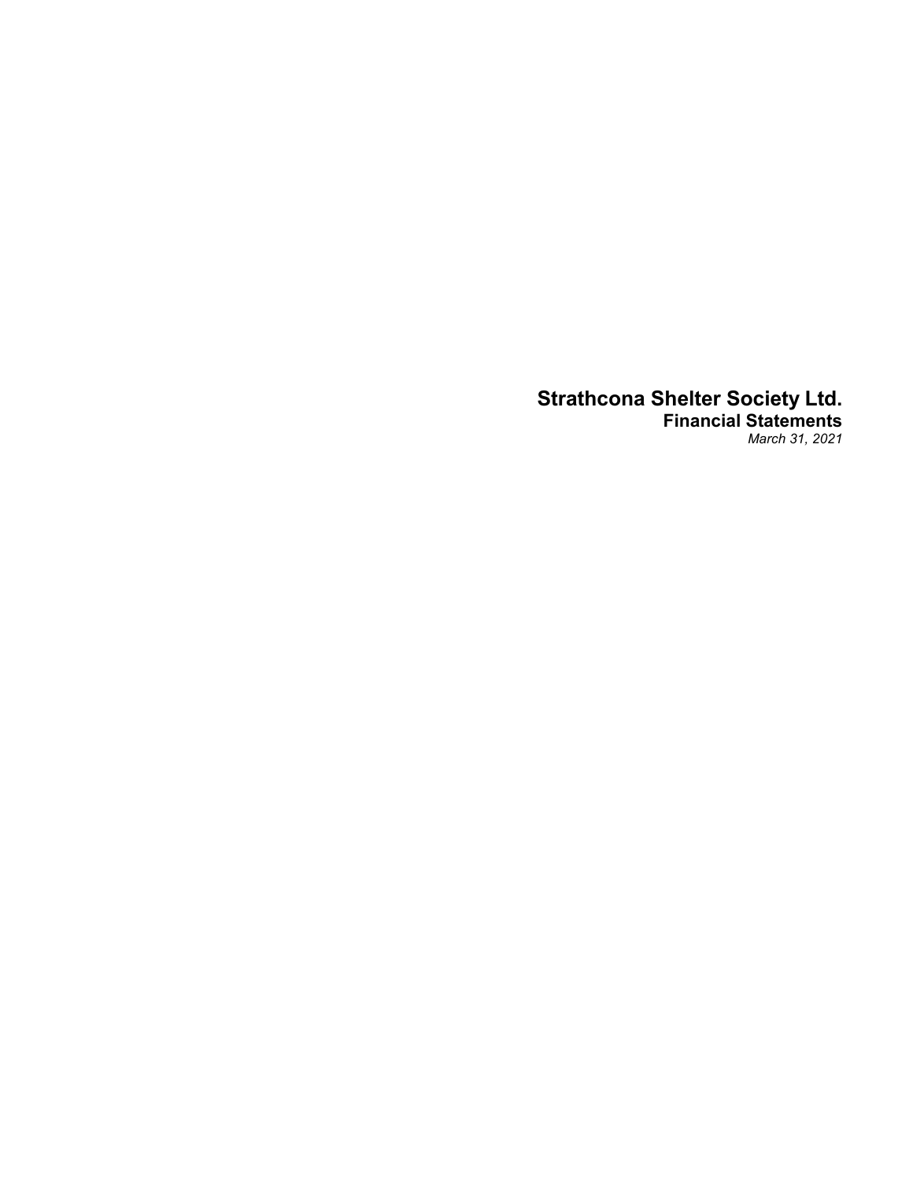# Strathcona Shelter Society Ltd.

## Financial Statements

*March 31, 2021*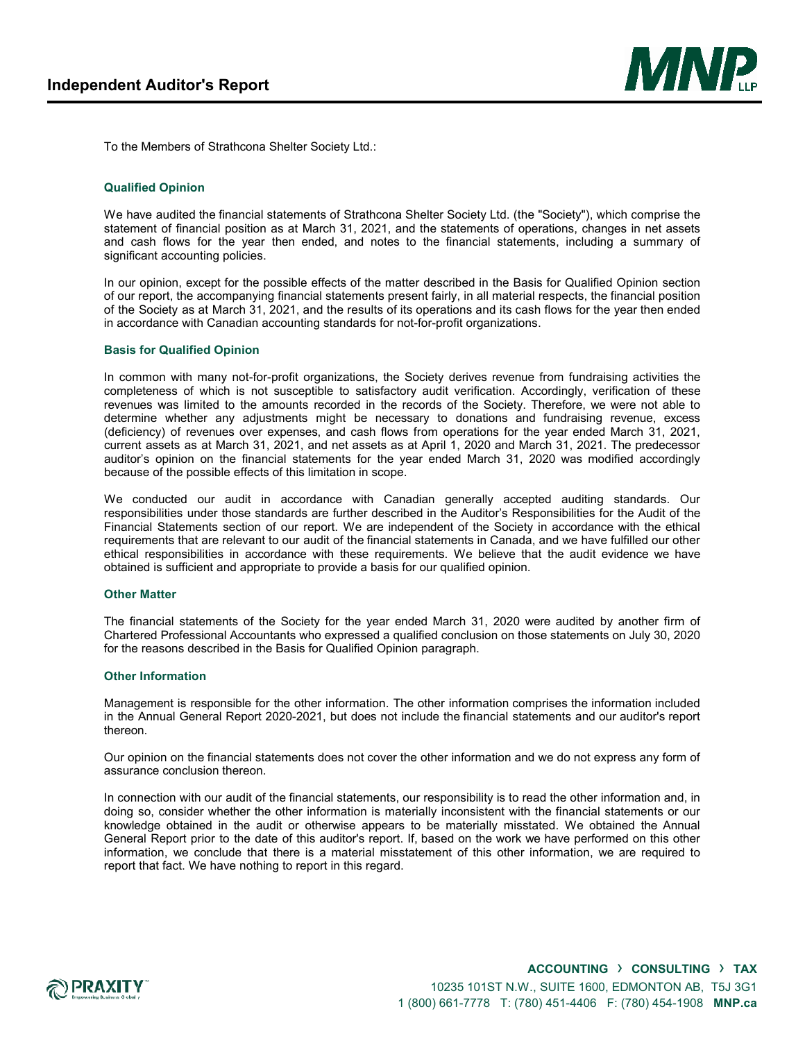# Independent Auditor's Report

To the Members of Strathcona Shelter Society Ltd.:

### Qualified Opinion

We have audited the financial statements of Strathcona Shelter Society Ltd. (the "Society"), which comprise the statement of financial position as at March 31, 2021, and the statements of operations, changes in net assets and cash flows for the year then ended, and notes to the financial statements, including a summary of significant accounting policies.

In our opinion, except for the possible effects of the matter described in the Basis for Qualified Opinion section of our report, the accompanying financial statements present fairly, in all material respects, the financial position of the Society as at March 31, 2021, and the results of its operations and its cash flows for the year then ended in accordance with Canadian accounting standards for not-for-profit organizations.

### Basis for Qualified Opinion

In common with many not-for-profit organizations, the Society derives revenue from fundraising activities the completeness of which is not susceptible to satisfactory audit verification. Accordingly, verification of these revenues was limited to the amounts recorded in the records of the Society. Therefore, we were not able to determine whether any adjustments might be necessary to donations and fundraising revenue, excess (deficiency) of revenues over expenses, and cash flows from operations for the year ended March 31, 2021, current assets as at March 31, 2021, and net assets as at April 1, 2020 and March 31, 2021. The predecessor auditor's opinion on the financial statements for the year ended March 31, 2020 was modified accordingly because of the possible effects of this limitation in scope.

We conducted our audit in accordance with Canadian generally accepted auditing standards. Our responsibilities under those standards are further described in the Auditor's Responsibilities for the Audit of the Financial Statements section of our report. We are independent of the Society in accordance with the ethical requirements that are relevant to our audit of the financial statements in Canada, and we have fulfilled our other ethical responsibilities in accordance with these requirements. We believe that the audit evidence we have obtained is sufficient and appropriate to provide a basis for our qualified opinion.

### Other Matter

The financial statements of the Society for the year ended March 31, 2020 were audited by another firm of Chartered Professional Accountants who expressed a qualified conclusion on those statements on July 30, 2020 for the reasons described in the Basis for Qualified Opinion paragraph.

### Other Information

Management is responsible for the other information. The other information comprises the information included in the Annual General Report 2020-2021, but does not include the financial statements and our auditor's report thereon.

Our opinion on the financial statements does not cover the other information and we do not express any form of assurance conclusion thereon.

In connection with our audit of the financial statements, our responsibility is to read the other information and, in doing so, consider whether the other information is materially inconsistent with the financial statements or our knowledge obtained in the audit or otherwise appears to be materially misstated. We obtained the Annual General Report prior to the date of this auditor's report. If, based on the work we have performed on this other information, we conclude that there is a material misstatement of this other information, we are required to report that fact. We have nothing to report in this regard.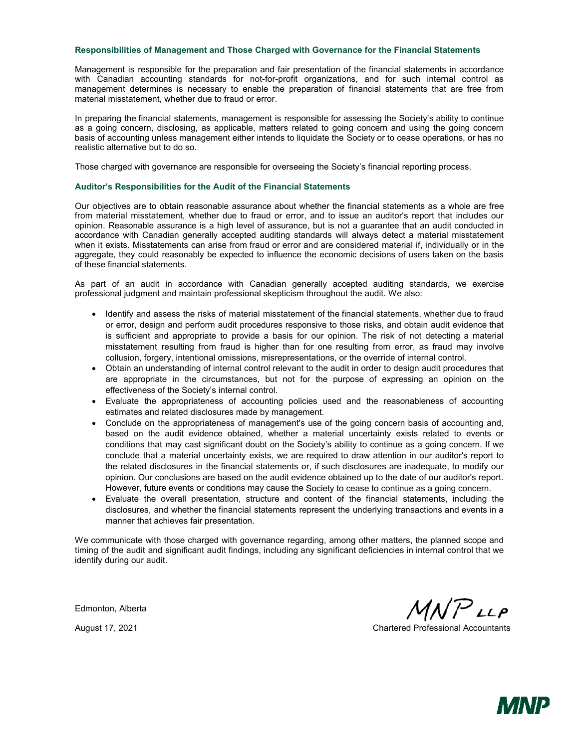### Responsibilities of Management and Those Charged with Governance for the Financial Statements

Management is responsible for the preparation and fair presentation of the financial statements in accordance with Canadian accounting standards for not-for-profit organizations, and for such internal control as management determines is necessary to enable the preparation of financial statements that are free from material misstatement, whether due to fraud or error.

In preparing the financial statements, management is responsible for assessing the Society's ability to continue as a going concern, disclosing, as applicable, matters related to going concern and using the going concern basis of accounting unless management either intends to liquidate the Society or to cease operations, or has no realistic alternative but to do so.

Those charged with governance are responsible for overseeing the Society's financial reporting process.

### Auditor's Responsibilities for the Audit of the Financial Statements

Our objectives are to obtain reasonable assurance about whether the financial statements as a whole are free from material misstatement, whether due to fraud or error, and to issue an auditor's report that includes our opinion. Reasonable assurance is a high level of assurance, but is not a guarantee that an audit conducted in accordance with Canadian generally accepted auditing standards will always detect a material misstatement when it exists. Misstatements can arise from fraud or error and are considered material if, individually or in the aggregate, they could reasonably be expected to influence the economic decisions of users taken on the basis of these financial statements.

As part of an audit in accordance with Canadian generally accepted auditing standards, we exercise professional judgment and maintain professional skepticism throughout the audit. We also:

- Identify and assess the risks of material misstatement of the financial statements, whether due to fraud or error, design and perform audit procedures responsive to those risks, and obtain audit evidence that is sufficient and appropriate to provide a basis for our opinion. The risk of not detecting a material misstatement resulting from fraud is higher than for one resulting from error, as fraud may involve collusion, forgery, intentional omissions, misrepresentations, or the override of internal control.
- Obtain an understanding of internal control relevant to the audit in order to design audit procedures that are appropriate in the circumstances, but not for the purpose of expressing an opinion on the effectiveness of the Society's internal control.
- Evaluate the appropriateness of accounting policies used and the reasonableness of accounting estimates and related disclosures made by management.
- Conclude on the appropriateness of management's use of the going concern basis of accounting and, based on the audit evidence obtained, whether a material uncertainty exists related to events or conditions that may cast significant doubt on the Society's ability to continue as a going concern. If we conclude that a material uncertainty exists, we are required to draw attention in our auditor's report to the related disclosures in the financial statements or, if such disclosures are inadequate, to modify our opinion. Our conclusions are based on the audit evidence obtained up to the date of our auditor's report. However, future events or conditions may cause the Society to cease to continue as a going concern.
- Evaluate the overall presentation, structure and content of the financial statements, including the disclosures, and whether the financial statements represent the underlying transactions and events in a manner that achieves fair presentation.

We communicate with those charged with governance regarding, among other matters, the planned scope and timing of the audit and significant audit findings, including any significant deficiencies in internal control that we identify during our audit.

Edmonton, Alberta

August 17, 2021

MNP LLP

Chartered Professional Accountants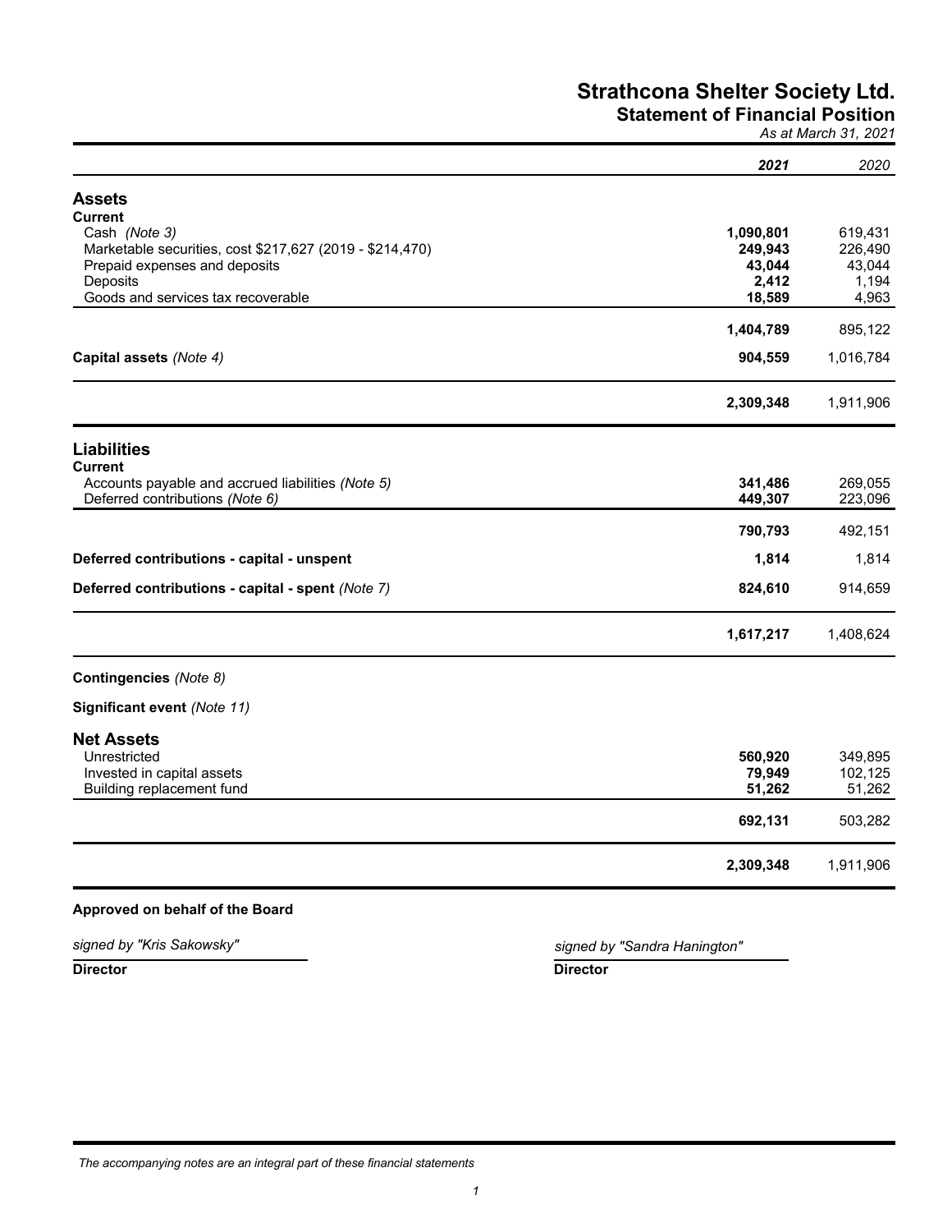# Strathcona Shelter Society Ltd.
## Statement of Financial Position
*As at March 31, 2021*

| | **2021** | 2020 |
|---|---|---|
| **Assets** | | |
| **Current** | | |
| Cash *(Note 3)* | **1,090,801** | 619,431 |
| Marketable securities, cost $217,627 (2019 - $214,470) | **249,943** | 226,490 |
| Prepaid expenses and deposits | **43,044** | 43,044 |
| Deposits | **2,412** | 1,194 |
| Goods and services tax recoverable | **18,589** | 4,963 |
| | **1,404,789** | 895,122 |
| **Capital assets** *(Note 4)* | **904,559** | 1,016,784 |
| | **2,309,348** | 1,911,906 |
| **Liabilities** | | |
| **Current** | | |
| Accounts payable and accrued liabilities *(Note 5)* | **341,486** | 269,055 |
| Deferred contributions *(Note 6)* | **449,307** | 223,096 |
| | **790,793** | 492,151 |
| **Deferred contributions - capital - unspent** | **1,814** | 1,814 |
| **Deferred contributions - capital - spent** *(Note 7)* | **824,610** | 914,659 |
| | **1,617,217** | 1,408,624 |
| **Contingencies** *(Note 8)* | | |
| **Significant event** *(Note 11)* | | |
| **Net Assets** | | |
| Unrestricted | **560,920** | 349,895 |
| Invested in capital assets | **79,949** | 102,125 |
| Building replacement fund | **51,262** | 51,262 |
| | **692,131** | 503,282 |
| | **2,309,348** | 1,911,906 |

**Approved on behalf of the Board**

*signed by "Kris Sakowsky"*
**Director**

*signed by "Sandra Hanington"*
**Director**

*The accompanying notes are an integral part of these financial statements*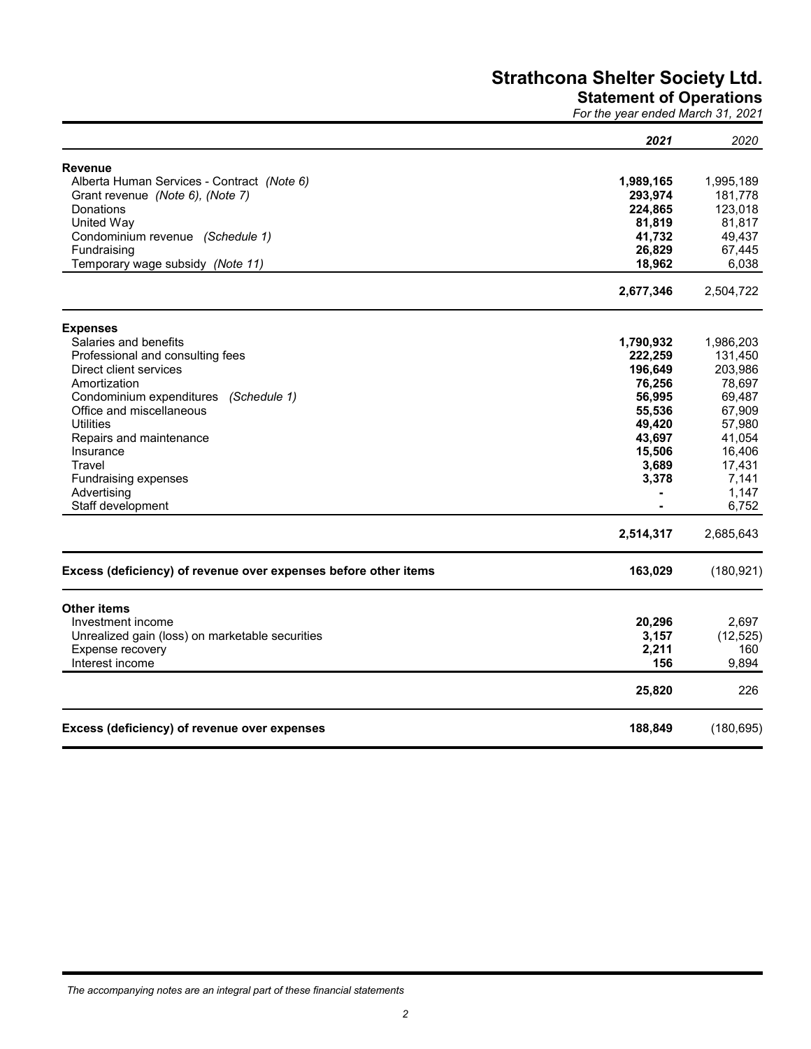# Strathcona Shelter Society Ltd.

## Statement of Operations

*For the year ended March 31, 2021*

| | *2021* | *2020* |
|---|---|---|
| **Revenue** | | |
| Alberta Human Services - Contract *(Note 6)* | **1,989,165** | 1,995,189 |
| Grant revenue *(Note 6), (Note 7)* | **293,974** | 181,778 |
| Donations | **224,865** | 123,018 |
| United Way | **81,819** | 81,817 |
| Condominium revenue *(Schedule 1)* | **41,732** | 49,437 |
| Fundraising | **26,829** | 67,445 |
| Temporary wage subsidy *(Note 11)* | **18,962** | 6,038 |
| | **2,677,346** | 2,504,722 |
| **Expenses** | | |
| Salaries and benefits | **1,790,932** | 1,986,203 |
| Professional and consulting fees | **222,259** | 131,450 |
| Direct client services | **196,649** | 203,986 |
| Amortization | **76,256** | 78,697 |
| Condominium expenditures *(Schedule 1)* | **56,995** | 69,487 |
| Office and miscellaneous | **55,536** | 67,909 |
| Utilities | **49,420** | 57,980 |
| Repairs and maintenance | **43,697** | 41,054 |
| Insurance | **15,506** | 16,406 |
| Travel | **3,689** | 17,431 |
| Fundraising expenses | **3,378** | 7,141 |
| Advertising | **-** | 1,147 |
| Staff development | **-** | 6,752 |
| | **2,514,317** | 2,685,643 |
| **Excess (deficiency) of revenue over expenses before other items** | **163,029** | (180,921) |
| **Other items** | | |
| Investment income | **20,296** | 2,697 |
| Unrealized gain (loss) on marketable securities | **3,157** | (12,525) |
| Expense recovery | **2,211** | 160 |
| Interest income | **156** | 9,894 |
| | **25,820** | 226 |
| **Excess (deficiency) of revenue over expenses** | **188,849** | (180,695) |

*The accompanying notes are an integral part of these financial statements*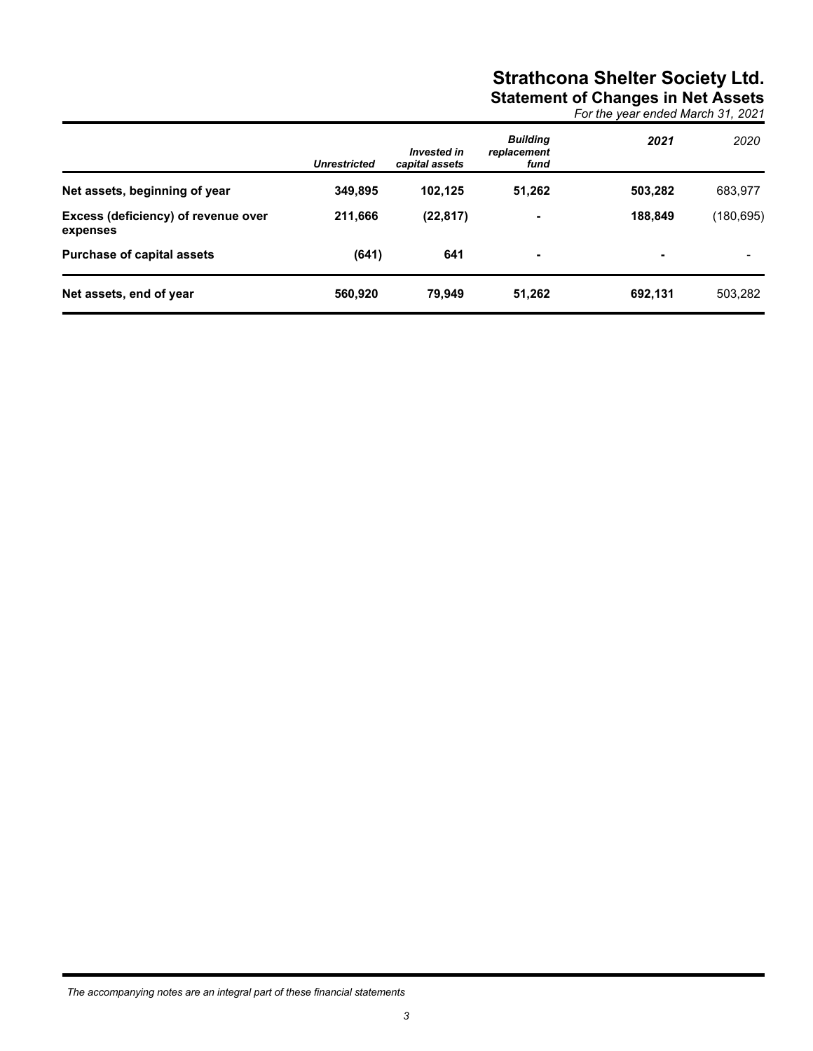# Strathcona Shelter Society Ltd.

## Statement of Changes in Net Assets

*For the year ended March 31, 2021*

| | *Unrestricted* | *Invested in capital assets* | *Building replacement fund* | *2021* | *2020* |
|---|---|---|---|---|---|
| **Net assets, beginning of year** | **349,895** | **102,125** | **51,262** | **503,282** | 683,977 |
| **Excess (deficiency) of revenue over expenses** | **211,666** | **(22,817)** | **-** | **188,849** | (180,695) |
| **Purchase of capital assets** | **(641)** | **641** | **-** | **-** | - |
| **Net assets, end of year** | **560,920** | **79,949** | **51,262** | **692,131** | 503,282 |

*The accompanying notes are an integral part of these financial statements*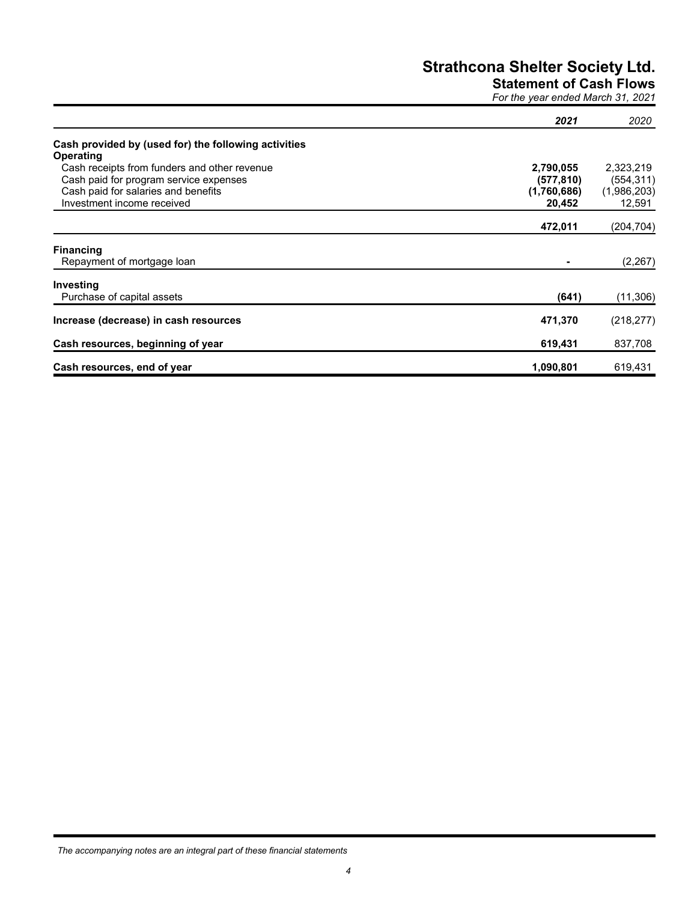# Strathcona Shelter Society Ltd.

## Statement of Cash Flows

*For the year ended March 31, 2021*

| | ***2021*** | *2020* |
|---|---|---|
| **Cash provided by (used for) the following activities** | | |
| **Operating** | | |
| Cash receipts from funders and other revenue | **2,790,055** | 2,323,219 |
| Cash paid for program service expenses | **(577,810)** | (554,311) |
| Cash paid for salaries and benefits | **(1,760,686)** | (1,986,203) |
| Investment income received | **20,452** | 12,591 |
| | **472,011** | (204,704) |
| **Financing** | | |
| Repayment of mortgage loan | **-** | (2,267) |
| **Investing** | | |
| Purchase of capital assets | **(641)** | (11,306) |
| **Increase (decrease) in cash resources** | **471,370** | (218,277) |
| **Cash resources, beginning of year** | **619,431** | 837,708 |
| **Cash resources, end of year** | **1,090,801** | 619,431 |

*The accompanying notes are an integral part of these financial statements*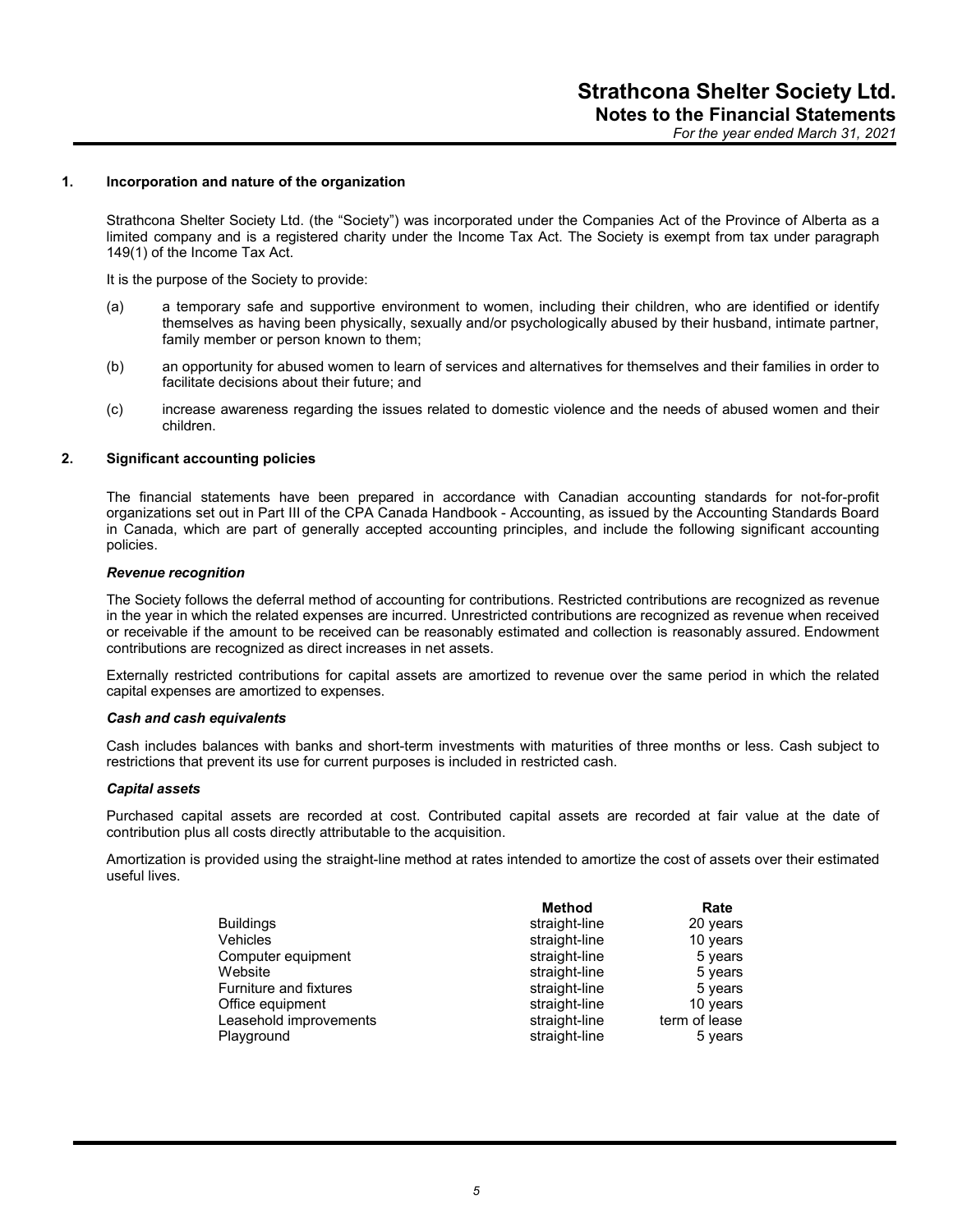### 1. Incorporation and nature of the organization

Strathcona Shelter Society Ltd. (the "Society") was incorporated under the Companies Act of the Province of Alberta as a limited company and is a registered charity under the Income Tax Act. The Society is exempt from tax under paragraph 149(1) of the Income Tax Act.

It is the purpose of the Society to provide:

(a) a temporary safe and supportive environment to women, including their children, who are identified or identify themselves as having been physically, sexually and/or psychologically abused by their husband, intimate partner, family member or person known to them;

(b) an opportunity for abused women to learn of services and alternatives for themselves and their families in order to facilitate decisions about their future; and

(c) increase awareness regarding the issues related to domestic violence and the needs of abused women and their children.

### 2. Significant accounting policies

The financial statements have been prepared in accordance with Canadian accounting standards for not-for-profit organizations set out in Part III of the CPA Canada Handbook - Accounting, as issued by the Accounting Standards Board in Canada, which are part of generally accepted accounting principles, and include the following significant accounting policies.

***Revenue recognition***

The Society follows the deferral method of accounting for contributions. Restricted contributions are recognized as revenue in the year in which the related expenses are incurred. Unrestricted contributions are recognized as revenue when received or receivable if the amount to be received can be reasonably estimated and collection is reasonably assured. Endowment contributions are recognized as direct increases in net assets.

Externally restricted contributions for capital assets are amortized to revenue over the same period in which the related capital expenses are amortized to expenses.

***Cash and cash equivalents***

Cash includes balances with banks and short-term investments with maturities of three months or less. Cash subject to restrictions that prevent its use for current purposes is included in restricted cash.

***Capital assets***

Purchased capital assets are recorded at cost. Contributed capital assets are recorded at fair value at the date of contribution plus all costs directly attributable to the acquisition.

Amortization is provided using the straight-line method at rates intended to amortize the cost of assets over their estimated useful lives.

| | Method | Rate |
|---|---|---|
| Buildings | straight-line | 20 years |
| Vehicles | straight-line | 10 years |
| Computer equipment | straight-line | 5 years |
| Website | straight-line | 5 years |
| Furniture and fixtures | straight-line | 5 years |
| Office equipment | straight-line | 10 years |
| Leasehold improvements | straight-line | term of lease |
| Playground | straight-line | 5 years |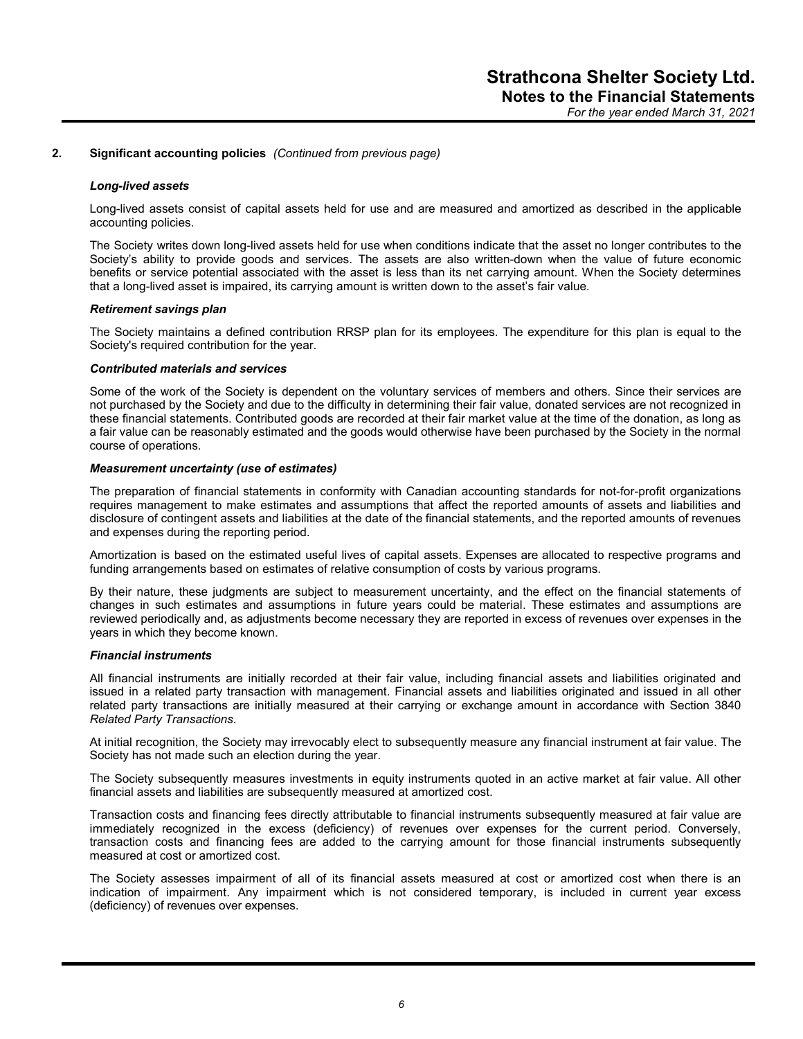## 2. Significant accounting policies *(Continued from previous page)*

### *Long-lived assets*

Long-lived assets consist of capital assets held for use and are measured and amortized as described in the applicable accounting policies.

The Society writes down long-lived assets held for use when conditions indicate that the asset no longer contributes to the Society's ability to provide goods and services. The assets are also written-down when the value of future economic benefits or service potential associated with the asset is less than its net carrying amount. When the Society determines that a long-lived asset is impaired, its carrying amount is written down to the asset's fair value.

### *Retirement savings plan*

The Society maintains a defined contribution RRSP plan for its employees. The expenditure for this plan is equal to the Society's required contribution for the year.

### *Contributed materials and services*

Some of the work of the Society is dependent on the voluntary services of members and others. Since their services are not purchased by the Society and due to the difficulty in determining their fair value, donated services are not recognized in these financial statements. Contributed goods are recorded at their fair market value at the time of the donation, as long as a fair value can be reasonably estimated and the goods would otherwise have been purchased by the Society in the normal course of operations.

### *Measurement uncertainty (use of estimates)*

The preparation of financial statements in conformity with Canadian accounting standards for not-for-profit organizations requires management to make estimates and assumptions that affect the reported amounts of assets and liabilities and disclosure of contingent assets and liabilities at the date of the financial statements, and the reported amounts of revenues and expenses during the reporting period.

Amortization is based on the estimated useful lives of capital assets. Expenses are allocated to respective programs and funding arrangements based on estimates of relative consumption of costs by various programs.

By their nature, these judgments are subject to measurement uncertainty, and the effect on the financial statements of changes in such estimates and assumptions in future years could be material. These estimates and assumptions are reviewed periodically and, as adjustments become necessary they are reported in excess of revenues over expenses in the years in which they become known.

### *Financial instruments*

All financial instruments are initially recorded at their fair value, including financial assets and liabilities originated and issued in a related party transaction with management. Financial assets and liabilities originated and issued in all other related party transactions are initially measured at their carrying or exchange amount in accordance with Section 3840 *Related Party Transactions*.

At initial recognition, the Society may irrevocably elect to subsequently measure any financial instrument at fair value. The Society has not made such an election during the year.

The Society subsequently measures investments in equity instruments quoted in an active market at fair value. All other financial assets and liabilities are subsequently measured at amortized cost.

Transaction costs and financing fees directly attributable to financial instruments subsequently measured at fair value are immediately recognized in the excess (deficiency) of revenues over expenses for the current period. Conversely, transaction costs and financing fees are added to the carrying amount for those financial instruments subsequently measured at cost or amortized cost.

The Society assesses impairment of all of its financial assets measured at cost or amortized cost when there is an indication of impairment. Any impairment which is not considered temporary, is included in current year excess (deficiency) of revenues over expenses.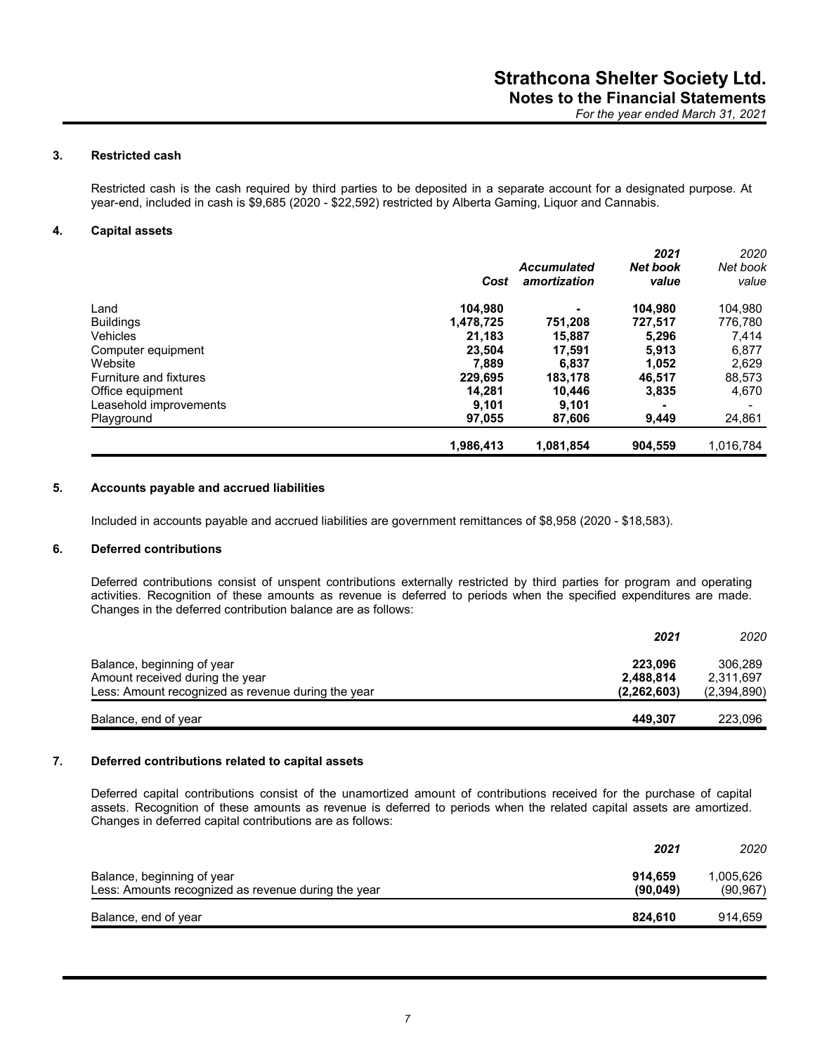## 3. Restricted cash

Restricted cash is the cash required by third parties to be deposited in a separate account for a designated purpose. At year-end, included in cash is $9,685 (2020 - $22,592) restricted by Alberta Gaming, Liquor and Cannabis.

## 4. Capital assets

| | Cost | Accumulated amortization | 2021 Net book value | 2020 Net book value |
|---|---|---|---|---|
| Land | **104,980** | **-** | **104,980** | 104,980 |
| Buildings | **1,478,725** | **751,208** | **727,517** | 776,780 |
| Vehicles | **21,183** | **15,887** | **5,296** | 7,414 |
| Computer equipment | **23,504** | **17,591** | **5,913** | 6,877 |
| Website | **7,889** | **6,837** | **1,052** | 2,629 |
| Furniture and fixtures | **229,695** | **183,178** | **46,517** | 88,573 |
| Office equipment | **14,281** | **10,446** | **3,835** | 4,670 |
| Leasehold improvements | **9,101** | **9,101** | **-** | - |
| Playground | **97,055** | **87,606** | **9,449** | 24,861 |
| | **1,986,413** | **1,081,854** | **904,559** | 1,016,784 |

## 5. Accounts payable and accrued liabilities

Included in accounts payable and accrued liabilities are government remittances of $8,958 (2020 - $18,583).

## 6. Deferred contributions

Deferred contributions consist of unspent contributions externally restricted by third parties for program and operating activities. Recognition of these amounts as revenue is deferred to periods when the specified expenditures are made. Changes in the deferred contribution balance are as follows:

| | 2021 | 2020 |
|---|---|---|
| Balance, beginning of year | **223,096** | 306,289 |
| Amount received during the year | **2,488,814** | 2,311,697 |
| Less: Amount recognized as revenue during the year | **(2,262,603)** | (2,394,890) |
| Balance, end of year | **449,307** | 223,096 |

## 7. Deferred contributions related to capital assets

Deferred capital contributions consist of the unamortized amount of contributions received for the purchase of capital assets. Recognition of these amounts as revenue is deferred to periods when the related capital assets are amortized. Changes in deferred capital contributions are as follows:

| | 2021 | 2020 |
|---|---|---|
| Balance, beginning of year | **914,659** | 1,005,626 |
| Less: Amounts recognized as revenue during the year | **(90,049)** | (90,967) |
| Balance, end of year | **824,610** | 914,659 |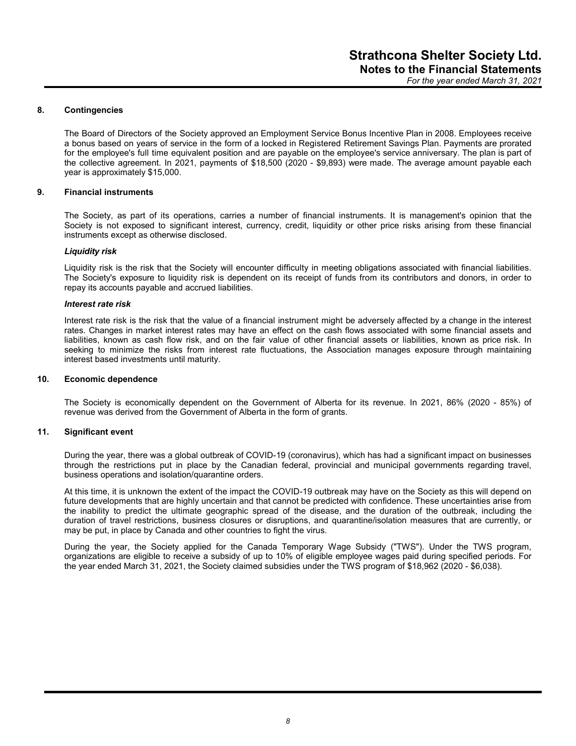## 8. Contingencies

The Board of Directors of the Society approved an Employment Service Bonus Incentive Plan in 2008. Employees receive a bonus based on years of service in the form of a locked in Registered Retirement Savings Plan. Payments are prorated for the employee's full time equivalent position and are payable on the employee's service anniversary. The plan is part of the collective agreement. In 2021, payments of $18,500 (2020 - $9,893) were made. The average amount payable each year is approximately $15,000.

## 9. Financial instruments

The Society, as part of its operations, carries a number of financial instruments. It is management's opinion that the Society is not exposed to significant interest, currency, credit, liquidity or other price risks arising from these financial instruments except as otherwise disclosed.

### *Liquidity risk*

Liquidity risk is the risk that the Society will encounter difficulty in meeting obligations associated with financial liabilities. The Society's exposure to liquidity risk is dependent on its receipt of funds from its contributors and donors, in order to repay its accounts payable and accrued liabilities.

### *Interest rate risk*

Interest rate risk is the risk that the value of a financial instrument might be adversely affected by a change in the interest rates. Changes in market interest rates may have an effect on the cash flows associated with some financial assets and liabilities, known as cash flow risk, and on the fair value of other financial assets or liabilities, known as price risk. In seeking to minimize the risks from interest rate fluctuations, the Association manages exposure through maintaining interest based investments until maturity.

## 10. Economic dependence

The Society is economically dependent on the Government of Alberta for its revenue. In 2021, 86% (2020 - 85%) of revenue was derived from the Government of Alberta in the form of grants.

## 11. Significant event

During the year, there was a global outbreak of COVID-19 (coronavirus), which has had a significant impact on businesses through the restrictions put in place by the Canadian federal, provincial and municipal governments regarding travel, business operations and isolation/quarantine orders.

At this time, it is unknown the extent of the impact the COVID-19 outbreak may have on the Society as this will depend on future developments that are highly uncertain and that cannot be predicted with confidence. These uncertainties arise from the inability to predict the ultimate geographic spread of the disease, and the duration of the outbreak, including the duration of travel restrictions, business closures or disruptions, and quarantine/isolation measures that are currently, or may be put, in place by Canada and other countries to fight the virus.

During the year, the Society applied for the Canada Temporary Wage Subsidy ("TWS"). Under the TWS program, organizations are eligible to receive a subsidy of up to 10% of eligible employee wages paid during specified periods. For the year ended March 31, 2021, the Society claimed subsidies under the TWS program of $18,962 (2020 - $6,038).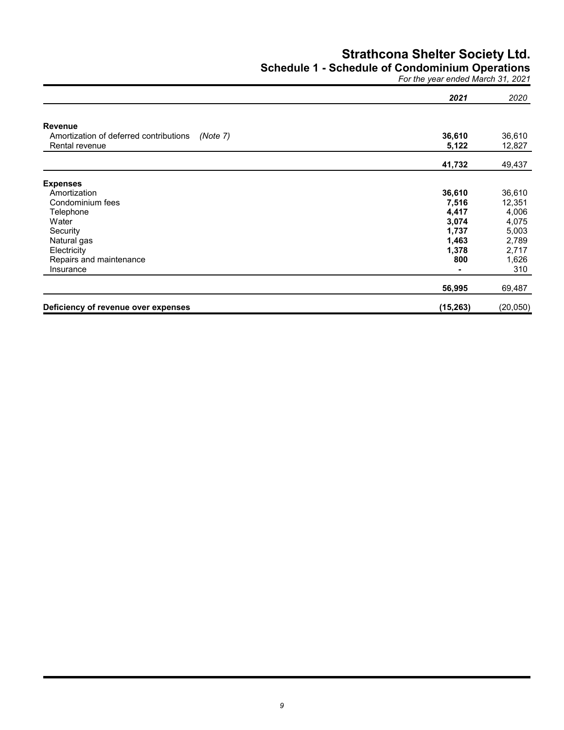# Strathcona Shelter Society Ltd.

## Schedule 1 - Schedule of Condominium Operations

*For the year ended March 31, 2021*

| | 2021 | 2020 |
|---|---|---|
| **Revenue** | | |
| Amortization of deferred contributions *(Note 7)* | **36,610** | 36,610 |
| Rental revenue | **5,122** | 12,827 |
| | **41,732** | 49,437 |
| **Expenses** | | |
| Amortization | **36,610** | 36,610 |
| Condominium fees | **7,516** | 12,351 |
| Telephone | **4,417** | 4,006 |
| Water | **3,074** | 4,075 |
| Security | **1,737** | 5,003 |
| Natural gas | **1,463** | 2,789 |
| Electricity | **1,378** | 2,717 |
| Repairs and maintenance | **800** | 1,626 |
| Insurance | **-** | 310 |
| | **56,995** | 69,487 |
| **Deficiency of revenue over expenses** | **(15,263)** | (20,050) |